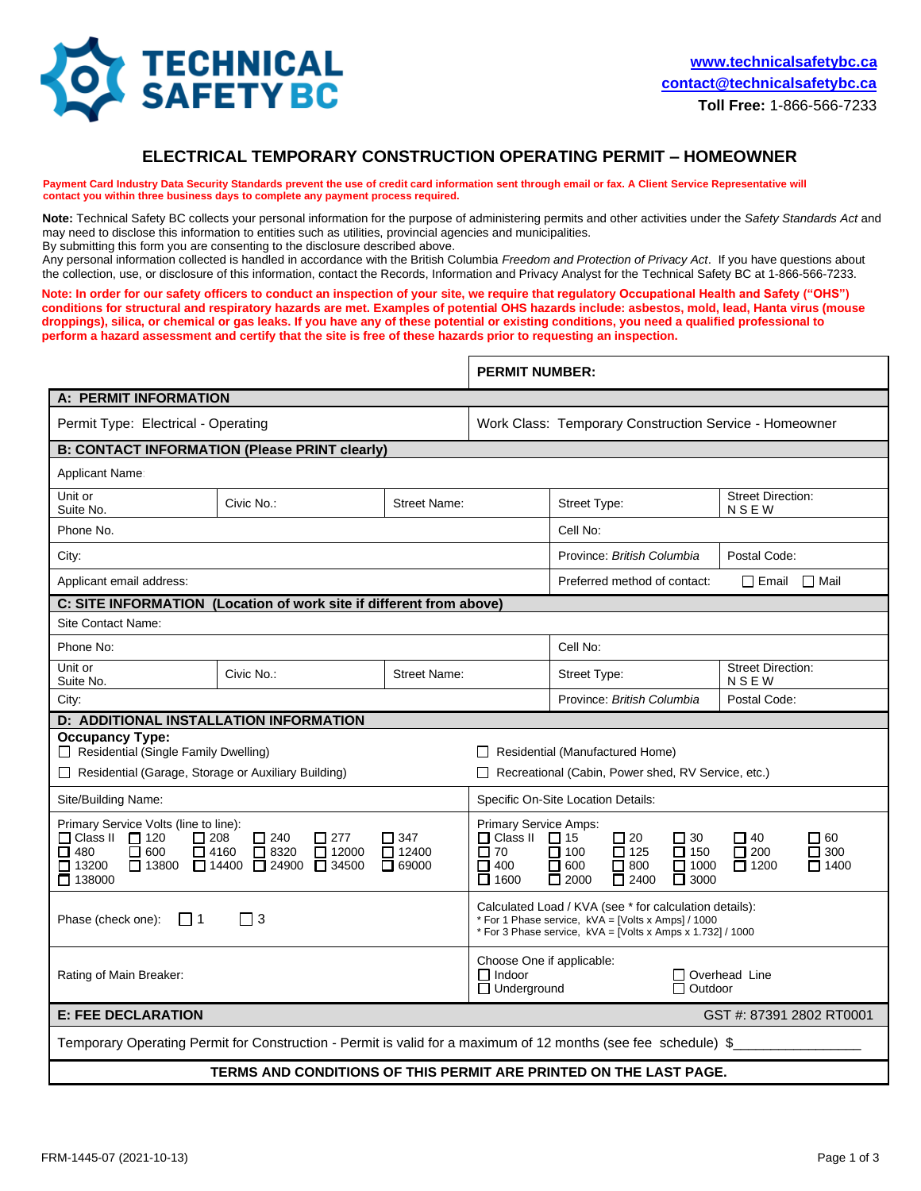**TECHNICAL SAFETY BC**

**www.technicalsafetybc.ca**
**contact@technicalsafetybc.ca**
**Toll Free:** 1-866-566-7233

# ELECTRICAL TEMPORARY CONSTRUCTION OPERATING PERMIT – HOMEOWNER

**Payment Card Industry Data Security Standards prevent the use of credit card information sent through email or fax. A Client Service Representative will contact you within three business days to complete any payment process required.**

**Note:** Technical Safety BC collects your personal information for the purpose of administering permits and other activities under the *Safety Standards Act* and may need to disclose this information to entities such as utilities, provincial agencies and municipalities.
By submitting this form you are consenting to the disclosure described above.
Any personal information collected is handled in accordance with the British Columbia *Freedom and Protection of Privacy Act*. If you have questions about the collection, use, or disclosure of this information, contact the Records, Information and Privacy Analyst for the Technical Safety BC at 1-866-566-7233.

**Note: In order for our safety officers to conduct an inspection of your site, we require that regulatory Occupational Health and Safety ("OHS") conditions for structural and respiratory hazards are met. Examples of potential OHS hazards include: asbestos, mold, lead, Hanta virus (mouse droppings), silica, or chemical or gas leaks. If you have any of these potential or existing conditions, you need a qualified professional to perform a hazard assessment and certify that the site is free of these hazards prior to requesting an inspection.**

| | **PERMIT NUMBER:** |
|---|---|

**A: PERMIT INFORMATION**

| Permit Type: Electrical - Operating | Work Class: Temporary Construction Service - Homeowner |
|---|---|

**B: CONTACT INFORMATION (Please PRINT clearly)**

| Applicant Name | | | | |
|---|---|---|---|---|
| Unit or Suite No. | Civic No.: | Street Name: | Street Type: | Street Direction: N S E W |
| Phone No. | | | Cell No: | |
| City: | | | Province: *British Columbia* | Postal Code: |
| Applicant email address: | | | Preferred method of contact: ☐ Email ☐ Mail | |

**C: SITE INFORMATION (Location of work site if different from above)**

| Site Contact Name: | | | | |
|---|---|---|---|---|
| Phone No: | | | Cell No: | |
| Unit or Suite No. | Civic No.: | Street Name: | Street Type: | Street Direction: N S E W |
| City: | | | Province: *British Columbia* | Postal Code: |

**D: ADDITIONAL INSTALLATION INFORMATION**

**Occupancy Type:**
- ☐ Residential (Single Family Dwelling)
- ☐ Residential (Manufactured Home)
- ☐ Residential (Garage, Storage or Auxiliary Building)
- ☐ Recreational (Cabin, Power shed, RV Service, etc.)

| Site/Building Name: | Specific On-Site Location Details: |
|---|---|
| Primary Service Volts (line to line):<br>☐ Class II ☐ 120 ☐ 208 ☐ 240 ☐ 277 ☐ 347<br>☐ 480 ☐ 600 ☐ 4160 ☐ 8320 ☐ 12000 ☐ 12400<br>☐ 13200 ☐ 13800 ☐ 14400 ☐ 24900 ☐ 34500 ☐ 69000<br>☐ 138000 | Primary Service Amps:<br>☐ Class II ☐ 15 ☐ 20 ☐ 30 ☐ 40 ☐ 60<br>☐ 70 ☐ 100 ☐ 125 ☐ 150 ☐ 200 ☐ 300<br>☐ 400 ☐ 600 ☐ 800 ☐ 1000 ☐ 1200 ☐ 1400<br>☐ 1600 ☐ 2000 ☐ 2400 ☐ 3000 |
| Phase (check one): ☐ 1 ☐ 3 | Calculated Load / KVA (see * for calculation details):<br>* For 1 Phase service, kVA = [Volts x Amps] / 1000<br>* For 3 Phase service, kVA = [Volts x Amps x 1.732] / 1000 |
| Rating of Main Breaker: | Choose One if applicable:<br>☐ Indoor ☐ Overhead Line<br>☐ Underground ☐ Outdoor |

**E: FEE DECLARATION** GST #: 87391 2802 RT0001

Temporary Operating Permit for Construction - Permit is valid for a maximum of 12 months (see fee schedule) $________________

**TERMS AND CONDITIONS OF THIS PERMIT ARE PRINTED ON THE LAST PAGE.**

FRM-1445-07 (2021-10-13)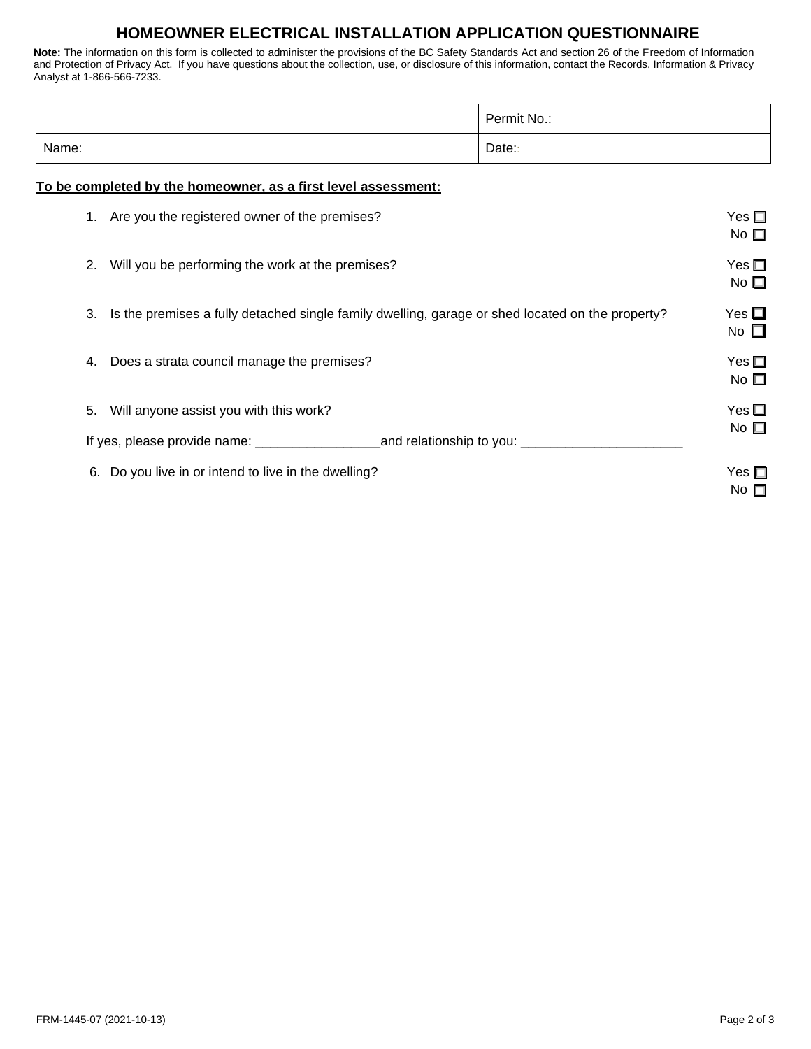# HOMEOWNER ELECTRICAL INSTALLATION APPLICATION QUESTIONNAIRE

**Note:** The information on this form is collected to administer the provisions of the BC Safety Standards Act and section 26 of the Freedom of Information and Protection of Privacy Act. If you have questions about the collection, use, or disclosure of this information, contact the Records, Information & Privacy Analyst at 1-866-566-7233.

| | Permit No.: |
|---|---|
| Name: | Date: |

**To be completed by the homeowner, as a first level assessment:**

1. Are you the registered owner of the premises? Yes ☐ No ☐
2. Will you be performing the work at the premises? Yes ☐ No ☐
3. Is the premises a fully detached single family dwelling, garage or shed located on the property? Yes ☐ No ☐
4. Does a strata council manage the premises? Yes ☐ No ☐
5. Will anyone assist you with this work? Yes ☐ No ☐

   If yes, please provide name: _________________and relationship to you: ______________________
6. Do you live in or intend to live in the dwelling? Yes ☐ No ☐

FRM-1445-07 (2021-10-13)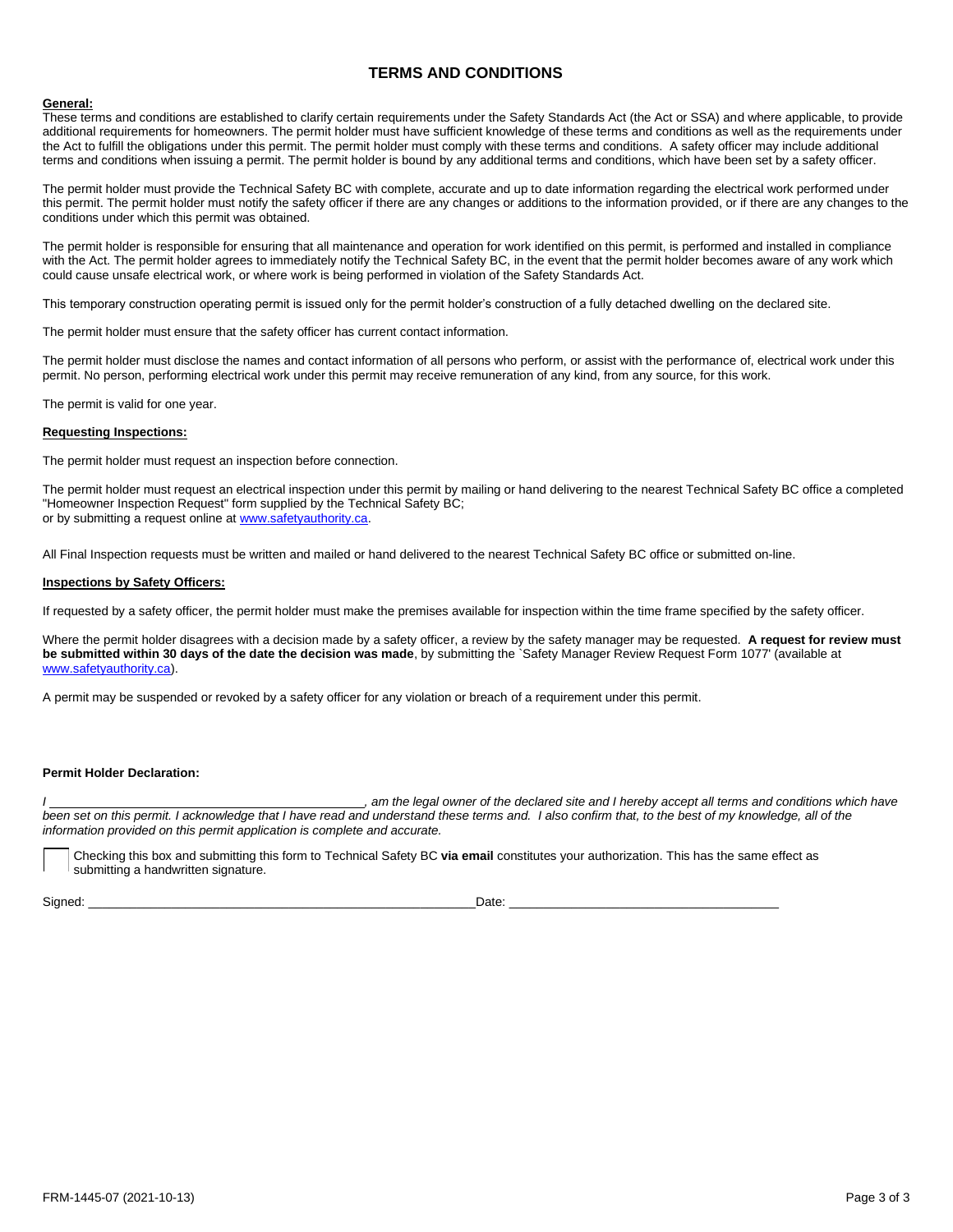# TERMS AND CONDITIONS

**General:**

These terms and conditions are established to clarify certain requirements under the Safety Standards Act (the Act or SSA) and where applicable, to provide additional requirements for homeowners. The permit holder must have sufficient knowledge of these terms and conditions as well as the requirements under the Act to fulfill the obligations under this permit. The permit holder must comply with these terms and conditions. A safety officer may include additional terms and conditions when issuing a permit. The permit holder is bound by any additional terms and conditions, which have been set by a safety officer.

The permit holder must provide the Technical Safety BC with complete, accurate and up to date information regarding the electrical work performed under this permit. The permit holder must notify the safety officer if there are any changes or additions to the information provided, or if there are any changes to the conditions under which this permit was obtained.

The permit holder is responsible for ensuring that all maintenance and operation for work identified on this permit, is performed and installed in compliance with the Act. The permit holder agrees to immediately notify the Technical Safety BC, in the event that the permit holder becomes aware of any work which could cause unsafe electrical work, or where work is being performed in violation of the Safety Standards Act.

This temporary construction operating permit is issued only for the permit holder's construction of a fully detached dwelling on the declared site.

The permit holder must ensure that the safety officer has current contact information.

The permit holder must disclose the names and contact information of all persons who perform, or assist with the performance of, electrical work under this permit. No person, performing electrical work under this permit may receive remuneration of any kind, from any source, for this work.

The permit is valid for one year.

**Requesting Inspections:**

The permit holder must request an inspection before connection.

The permit holder must request an electrical inspection under this permit by mailing or hand delivering to the nearest Technical Safety BC office a completed "Homeowner Inspection Request" form supplied by the Technical Safety BC;
or by submitting a request online at www.safetyauthority.ca.

All Final Inspection requests must be written and mailed or hand delivered to the nearest Technical Safety BC office or submitted on-line.

**Inspections by Safety Officers:**

If requested by a safety officer, the permit holder must make the premises available for inspection within the time frame specified by the safety officer.

Where the permit holder disagrees with a decision made by a safety officer, a review by the safety manager may be requested. **A request for review must be submitted within 30 days of the date the decision was made**, by submitting the `Safety Manager Review Request Form 1077' (available at www.safetyauthority.ca).

A permit may be suspended or revoked by a safety officer for any violation or breach of a requirement under this permit.

**Permit Holder Declaration:**

*I \_\_\_\_\_\_\_\_\_\_\_\_\_\_\_\_\_\_\_\_\_\_\_\_\_\_\_\_\_\_\_\_\_\_\_\_\_\_\_\_\_\_, am the legal owner of the declared site and I hereby accept all terms and conditions which have been set on this permit. I acknowledge that I have read and understand these terms and. I also confirm that, to the best of my knowledge, all of the information provided on this permit application is complete and accurate.*

☐ Checking this box and submitting this form to Technical Safety BC **via email** constitutes your authorization. This has the same effect as submitting a handwritten signature.

Signed: \_\_\_\_\_\_\_\_\_\_\_\_\_\_\_\_\_\_\_\_\_\_\_\_\_\_\_\_\_\_\_\_\_\_\_\_\_\_\_\_\_\_\_\_\_\_\_\_\_\_\_\_ Date: \_\_\_\_\_\_\_\_\_\_\_\_\_\_\_\_\_\_\_\_\_\_\_\_\_\_\_\_\_\_\_\_\_\_\_\_\_\_

FRM-1445-07 (2021-10-13)